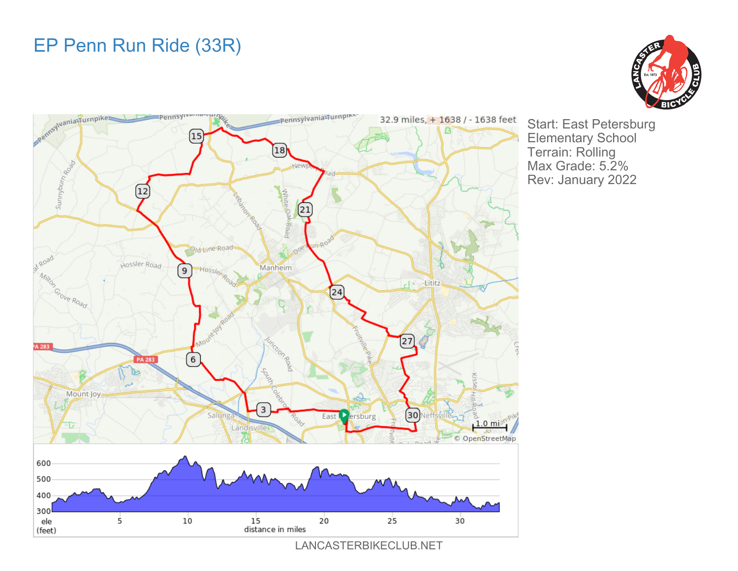# EP Penn Run Ride (33R)

Start: East Petersburg Elementary School
Terrain: Rolling
Max Grade: 5.2%
Rev: January 2022

32.9 miles, + 1638 / - 1638 feet

LANCASTERBIKECLUB.NET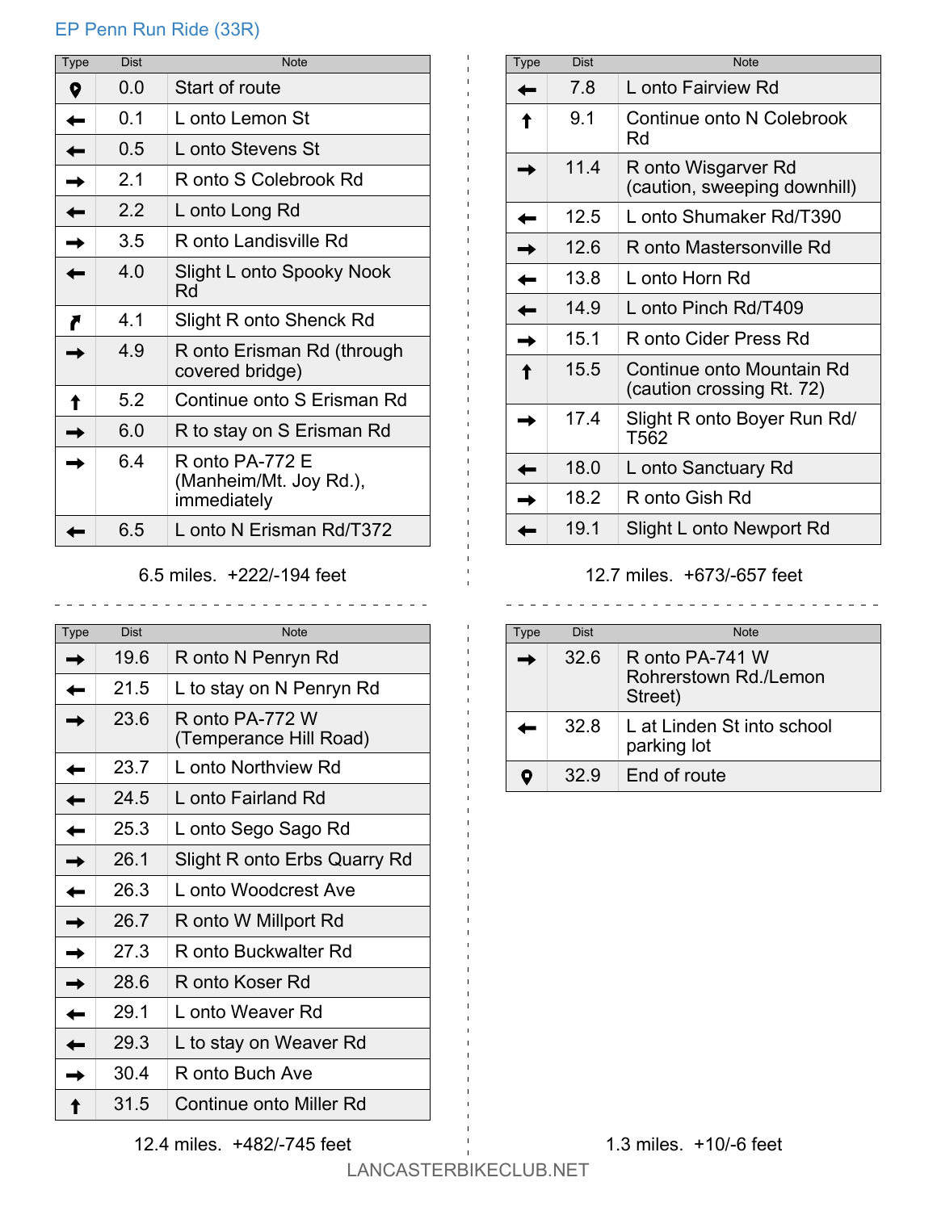# EP Penn Run Ride (33R)

| Type | Dist | Note |
|---|---|---|
| Start | 0.0 | Start of route |
| ← | 0.1 | L onto Lemon St |
| ← | 0.5 | L onto Stevens St |
| → | 2.1 | R onto S Colebrook Rd |
| ← | 2.2 | L onto Long Rd |
| → | 3.5 | R onto Landisville Rd |
| ← | 4.0 | Slight L onto Spooky Nook Rd |
| ↱ | 4.1 | Slight R onto Shenck Rd |
| → | 4.9 | R onto Erisman Rd (through covered bridge) |
| ↑ | 5.2 | Continue onto S Erisman Rd |
| → | 6.0 | R to stay on S Erisman Rd |
| → | 6.4 | R onto PA-772 E (Manheim/Mt. Joy Rd.), immediately |
| ← | 6.5 | L onto N Erisman Rd/T372 |

6.5 miles. +222/-194 feet

| Type | Dist | Note |
|---|---|---|
| ← | 7.8 | L onto Fairview Rd |
| ↑ | 9.1 | Continue onto N Colebrook Rd |
| → | 11.4 | R onto Wisgarver Rd (caution, sweeping downhill) |
| ← | 12.5 | L onto Shumaker Rd/T390 |
| → | 12.6 | R onto Mastersonville Rd |
| ← | 13.8 | L onto Horn Rd |
| ← | 14.9 | L onto Pinch Rd/T409 |
| → | 15.1 | R onto Cider Press Rd |
| ↑ | 15.5 | Continue onto Mountain Rd (caution crossing Rt. 72) |
| → | 17.4 | Slight R onto Boyer Run Rd/ T562 |
| ← | 18.0 | L onto Sanctuary Rd |
| → | 18.2 | R onto Gish Rd |
| ← | 19.1 | Slight L onto Newport Rd |

12.7 miles. +673/-657 feet

| Type | Dist | Note |
|---|---|---|
| → | 19.6 | R onto N Penryn Rd |
| ← | 21.5 | L to stay on N Penryn Rd |
| → | 23.6 | R onto PA-772 W (Temperance Hill Road) |
| ← | 23.7 | L onto Northview Rd |
| ← | 24.5 | L onto Fairland Rd |
| ← | 25.3 | L onto Sego Sago Rd |
| → | 26.1 | Slight R onto Erbs Quarry Rd |
| ← | 26.3 | L onto Woodcrest Ave |
| → | 26.7 | R onto W Millport Rd |
| → | 27.3 | R onto Buckwalter Rd |
| → | 28.6 | R onto Koser Rd |
| ← | 29.1 | L onto Weaver Rd |
| ← | 29.3 | L to stay on Weaver Rd |
| → | 30.4 | R onto Buch Ave |
| ↑ | 31.5 | Continue onto Miller Rd |

12.4 miles. +482/-745 feet

| Type | Dist | Note |
|---|---|---|
| → | 32.6 | R onto PA-741 W Rohrerstown Rd./Lemon Street) |
| ← | 32.8 | L at Linden St into school parking lot |
| End | 32.9 | End of route |

1.3 miles. +10/-6 feet

LANCASTERBIKECLUB.NET